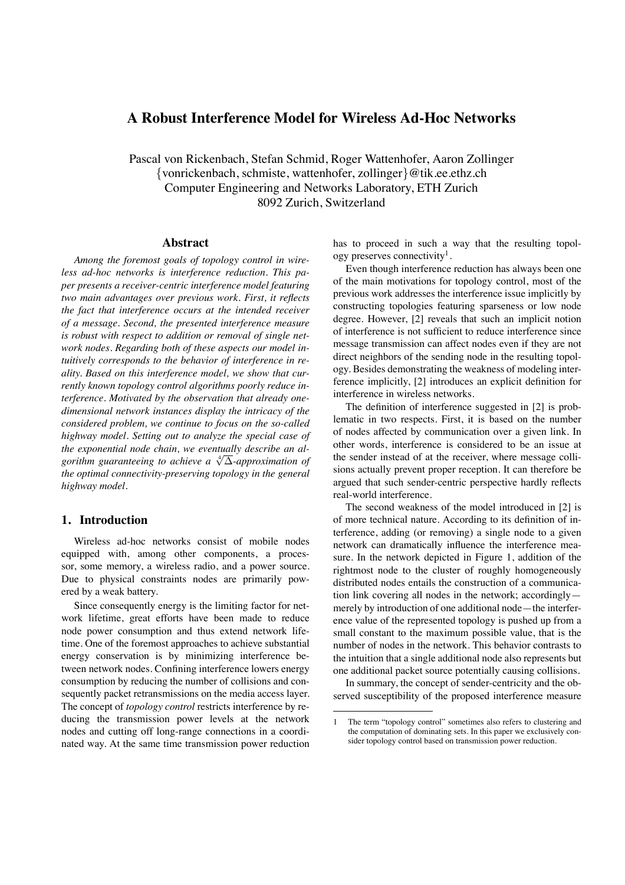# A Robust Interference Model for Wireless Ad-Hoc Networks

Pascal von Rickenbach, Stefan Schmid, Roger Wattenhofer, Aaron Zollinger
{vonrickenbach, schmiste, wattenhofer, zollinger}@tik.ee.ethz.ch
Computer Engineering and Networks Laboratory, ETH Zurich
8092 Zurich, Switzerland

## Abstract

*Among the foremost goals of topology control in wireless ad-hoc networks is interference reduction. This paper presents a receiver-centric interference model featuring two main advantages over previous work. First, it reflects the fact that interference occurs at the intended receiver of a message. Second, the presented interference measure is robust with respect to addition or removal of single network nodes. Regarding both of these aspects our model intuitively corresponds to the behavior of interference in reality. Based on this interference model, we show that currently known topology control algorithms poorly reduce interference. Motivated by the observation that already one-dimensional network instances display the intricacy of the considered problem, we continue to focus on the so-called highway model. Setting out to analyze the special case of the exponential node chain, we eventually describe an algorithm guaranteeing to achieve a $\sqrt[4]{\Delta}$-approximation of the optimal connectivity-preserving topology in the general highway model.*

## 1. Introduction

Wireless ad-hoc networks consist of mobile nodes equipped with, among other components, a processor, some memory, a wireless radio, and a power source. Due to physical constraints nodes are primarily powered by a weak battery.

Since consequently energy is the limiting factor for network lifetime, great efforts have been made to reduce node power consumption and thus extend network lifetime. One of the foremost approaches to achieve substantial energy conservation is by minimizing interference between network nodes. Confining interference lowers energy consumption by reducing the number of collisions and consequently packet retransmissions on the media access layer. The concept of *topology control* restricts interference by reducing the transmission power levels at the network nodes and cutting off long-range connections in a coordinated way. At the same time transmission power reduction has to proceed in such a way that the resulting topology preserves connectivity[1].

Even though interference reduction has always been one of the main motivations for topology control, most of the previous work addresses the interference issue implicitly by constructing topologies featuring sparseness or low node degree. However, [2] reveals that such an implicit notion of interference is not sufficient to reduce interference since message transmission can affect nodes even if they are not direct neighbors of the sending node in the resulting topology. Besides demonstrating the weakness of modeling interference implicitly, [2] introduces an explicit definition for interference in wireless networks.

The definition of interference suggested in [2] is problematic in two respects. First, it is based on the number of nodes affected by communication over a given link. In other words, interference is considered to be an issue at the sender instead of at the receiver, where message collisions actually prevent proper reception. It can therefore be argued that such sender-centric perspective hardly reflects real-world interference.

The second weakness of the model introduced in [2] is of more technical nature. According to its definition of interference, adding (or removing) a single node to a given network can dramatically influence the interference measure. In the network depicted in Figure 1, addition of the rightmost node to the cluster of roughly homogeneously distributed nodes entails the construction of a communication link covering all nodes in the network; accordingly—merely by introduction of one additional node—the interference value of the represented topology is pushed up from a small constant to the maximum possible value, that is the number of nodes in the network. This behavior contrasts to the intuition that a single additional node also represents but one additional packet source potentially causing collisions.

In summary, the concept of sender-centricity and the observed susceptibility of the proposed interference measure

[1] The term "topology control" sometimes also refers to clustering and the computation of dominating sets. In this paper we exclusively consider topology control based on transmission power reduction.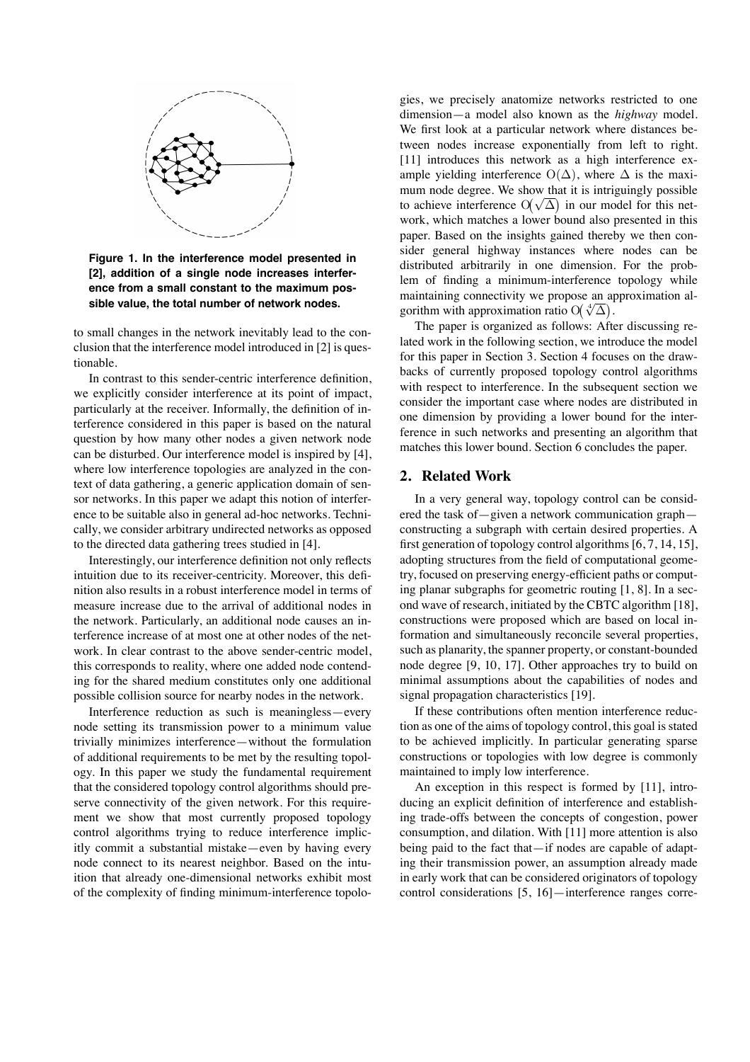**Figure 1. In the interference model presented in [2], addition of a single node increases interference from a small constant to the maximum possible value, the total number of network nodes.**

to small changes in the network inevitably lead to the conclusion that the interference model introduced in [2] is questionable.

In contrast to this sender-centric interference definition, we explicitly consider interference at its point of impact, particularly at the receiver. Informally, the definition of interference considered in this paper is based on the natural question by how many other nodes a given network node can be disturbed. Our interference model is inspired by [4], where low interference topologies are analyzed in the context of data gathering, a generic application domain of sensor networks. In this paper we adapt this notion of interference to be suitable also in general ad-hoc networks. Technically, we consider arbitrary undirected networks as opposed to the directed data gathering trees studied in [4].

Interestingly, our interference definition not only reflects intuition due to its receiver-centricity. Moreover, this definition also results in a robust interference model in terms of measure increase due to the arrival of additional nodes in the network. Particularly, an additional node causes an interference increase of at most one at other nodes of the network. In clear contrast to the above sender-centric model, this corresponds to reality, where one added node contending for the shared medium constitutes only one additional possible collision source for nearby nodes in the network.

Interference reduction as such is meaningless—every node setting its transmission power to a minimum value trivially minimizes interference—without the formulation of additional requirements to be met by the resulting topology. In this paper we study the fundamental requirement that the considered topology control algorithms should preserve connectivity of the given network. For this requirement we show that most currently proposed topology control algorithms trying to reduce interference implicitly commit a substantial mistake—even by having every node connect to its nearest neighbor. Based on the intuition that already one-dimensional networks exhibit most of the complexity of finding minimum-interference topologies, we precisely anatomize networks restricted to one dimension—a model also known as the *highway* model. We first look at a particular network where distances between nodes increase exponentially from left to right. [11] introduces this network as a high interference example yielding interference $O(\Delta)$, where $\Delta$ is the maximum node degree. We show that it is intriguingly possible to achieve interference $O(\sqrt{\Delta})$ in our model for this network, which matches a lower bound also presented in this paper. Based on the insights gained thereby we then consider general highway instances where nodes can be distributed arbitrarily in one dimension. For the problem of finding a minimum-interference topology while maintaining connectivity we propose an approximation algorithm with approximation ratio $O(\sqrt[4]{\Delta})$.

The paper is organized as follows: After discussing related work in the following section, we introduce the model for this paper in Section 3. Section 4 focuses on the drawbacks of currently proposed topology control algorithms with respect to interference. In the subsequent section we consider the important case where nodes are distributed in one dimension by providing a lower bound for the interference in such networks and presenting an algorithm that matches this lower bound. Section 6 concludes the paper.

## 2. Related Work

In a very general way, topology control can be considered the task of—given a network communication graph—constructing a subgraph with certain desired properties. A first generation of topology control algorithms [6, 7, 14, 15], adopting structures from the field of computational geometry, focused on preserving energy-efficient paths or computing planar subgraphs for geometric routing [1, 8]. In a second wave of research, initiated by the CBTC algorithm [18], constructions were proposed which are based on local information and simultaneously reconcile several properties, such as planarity, the spanner property, or constant-bounded node degree [9, 10, 17]. Other approaches try to build on minimal assumptions about the capabilities of nodes and signal propagation characteristics [19].

If these contributions often mention interference reduction as one of the aims of topology control, this goal is stated to be achieved implicitly. In particular generating sparse constructions or topologies with low degree is commonly maintained to imply low interference.

An exception in this respect is formed by [11], introducing an explicit definition of interference and establishing trade-offs between the concepts of congestion, power consumption, and dilation. With [11] more attention is also being paid to the fact that—if nodes are capable of adapting their transmission power, an assumption already made in early work that can be considered originators of topology control considerations [5, 16]—interference ranges corre-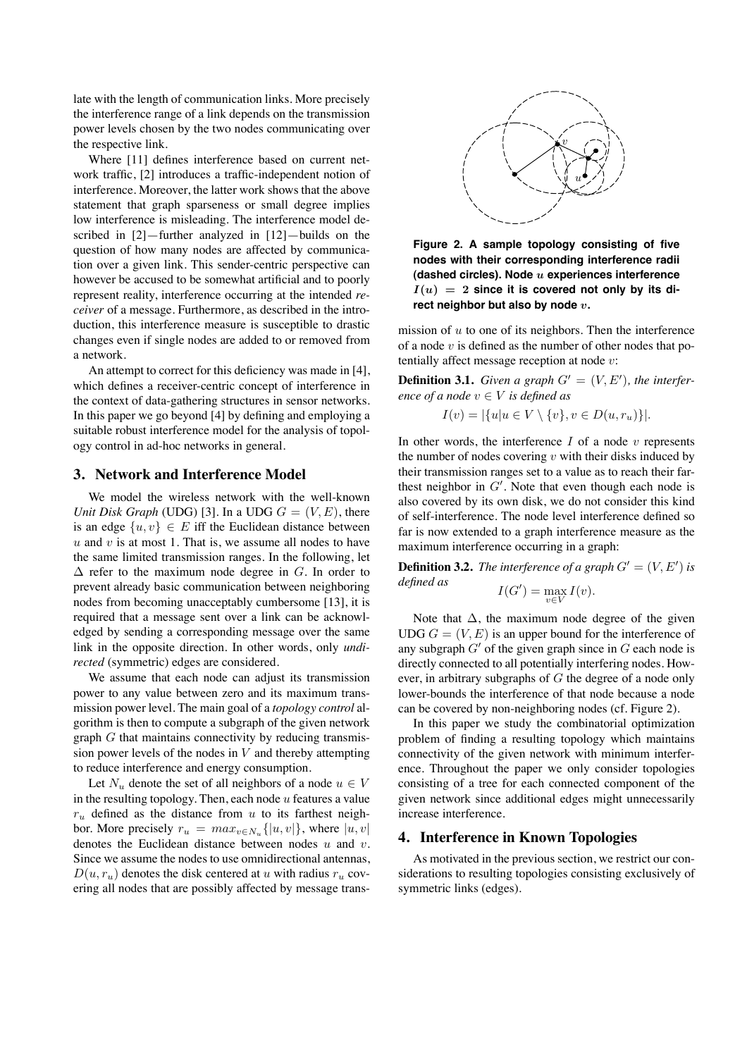late with the length of communication links. More precisely the interference range of a link depends on the transmission power levels chosen by the two nodes communicating over the respective link.

Where [11] defines interference based on current network traffic, [2] introduces a traffic-independent notion of interference. Moreover, the latter work shows that the above statement that graph sparseness or small degree implies low interference is misleading. The interference model described in [2]—further analyzed in [12]—builds on the question of how many nodes are affected by communication over a given link. This sender-centric perspective can however be accused to be somewhat artificial and to poorly represent reality, interference occurring at the intended *receiver* of a message. Furthermore, as described in the introduction, this interference measure is susceptible to drastic changes even if single nodes are added to or removed from a network.

An attempt to correct for this deficiency was made in [4], which defines a receiver-centric concept of interference in the context of data-gathering structures in sensor networks. In this paper we go beyond [4] by defining and employing a suitable robust interference model for the analysis of topology control in ad-hoc networks in general.

## 3. Network and Interference Model

We model the wireless network with the well-known *Unit Disk Graph* (UDG) [3]. In a UDG $G = (V, E)$, there is an edge $\{u, v\} \in E$ iff the Euclidean distance between $u$ and $v$ is at most 1. That is, we assume all nodes to have the same limited transmission ranges. In the following, let $\Delta$ refer to the maximum node degree in $G$. In order to prevent already basic communication between neighboring nodes from becoming unacceptably cumbersome [13], it is required that a message sent over a link can be acknowledged by sending a corresponding message over the same link in the opposite direction. In other words, only *undirected* (symmetric) edges are considered.

We assume that each node can adjust its transmission power to any value between zero and its maximum transmission power level. The main goal of a *topology control* algorithm is then to compute a subgraph of the given network graph $G$ that maintains connectivity by reducing transmission power levels of the nodes in $V$ and thereby attempting to reduce interference and energy consumption.

Let $N_u$ denote the set of all neighbors of a node $u \in V$ in the resulting topology. Then, each node $u$ features a value $r_u$ defined as the distance from $u$ to its farthest neighbor. More precisely $r_u = max_{v \in N_u}\{|u, v|\}$, where $|u, v|$ denotes the Euclidean distance between nodes $u$ and $v$. Since we assume the nodes to use omnidirectional antennas, $D(u, r_u)$ denotes the disk centered at $u$ with radius $r_u$ covering all nodes that are possibly affected by message transmission of $u$ to one of its neighbors. Then the interference of a node $v$ is defined as the number of other nodes that potentially affect message reception at node $v$:

**Figure 2. A sample topology consisting of five nodes with their corresponding interference radii (dashed circles). Node $u$ experiences interference $I(u) = 2$ since it is covered not only by its direct neighbor but also by node $v$.**

**Definition 3.1.** *Given a graph $G' = (V, E')$, the interference of a node $v \in V$ is defined as*

$$I(v) = |\{u | u \in V \setminus \{v\}, v \in D(u, r_u)\}|.$$

In other words, the interference $I$ of a node $v$ represents the number of nodes covering $v$ with their disks induced by their transmission ranges set to a value as to reach their farthest neighbor in $G'$. Note that even though each node is also covered by its own disk, we do not consider this kind of self-interference. The node level interference defined so far is now extended to a graph interference measure as the maximum interference occurring in a graph:

**Definition 3.2.** *The interference of a graph $G' = (V, E')$ is defined as*

$$I(G') = \max_{v \in V} I(v).$$

Note that $\Delta$, the maximum node degree of the given UDG $G = (V, E)$ is an upper bound for the interference of any subgraph $G'$ of the given graph since in $G$ each node is directly connected to all potentially interfering nodes. However, in arbitrary subgraphs of $G$ the degree of a node only lower-bounds the interference of that node because a node can be covered by non-neighboring nodes (cf. Figure 2).

In this paper we study the combinatorial optimization problem of finding a resulting topology which maintains connectivity of the given network with minimum interference. Throughout the paper we only consider topologies consisting of a tree for each connected component of the given network since additional edges might unnecessarily increase interference.

## 4. Interference in Known Topologies

As motivated in the previous section, we restrict our considerations to resulting topologies consisting exclusively of symmetric links (edges).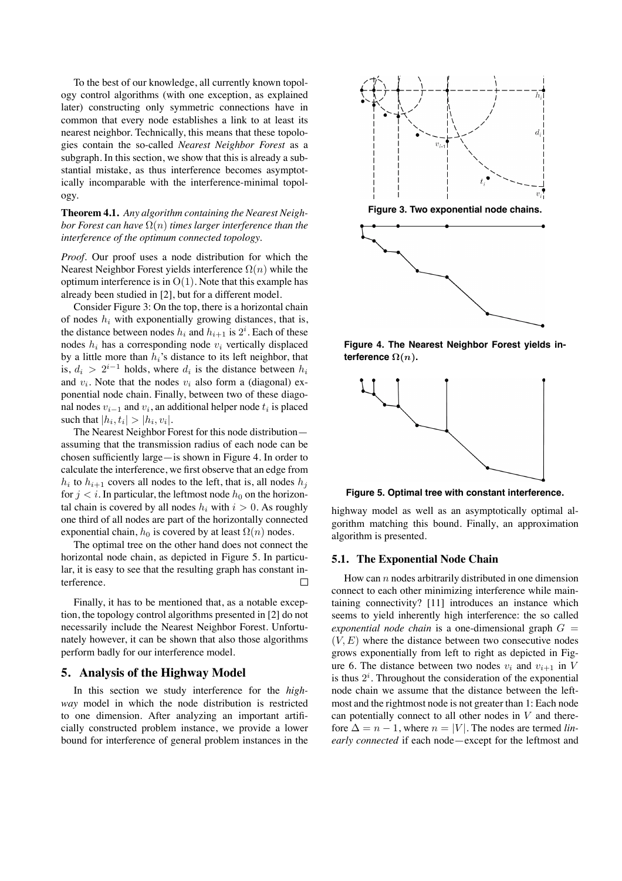To the best of our knowledge, all currently known topology control algorithms (with one exception, as explained later) constructing only symmetric connections have in common that every node establishes a link to at least its nearest neighbor. Technically, this means that these topologies contain the so-called *Nearest Neighbor Forest* as a subgraph. In this section, we show that this is already a substantial mistake, as thus interference becomes asymptotically incomparable with the interference-minimal topology.

**Theorem 4.1.** *Any algorithm containing the Nearest Neighbor Forest can have $\Omega(n)$ times larger interference than the interference of the optimum connected topology.*

*Proof.* Our proof uses a node distribution for which the Nearest Neighbor Forest yields interference $\Omega(n)$ while the optimum interference is in $O(1)$. Note that this example has already been studied in [2], but for a different model.

Consider Figure 3: On the top, there is a horizontal chain of nodes $h_i$ with exponentially growing distances, that is, the distance between nodes $h_i$ and $h_{i+1}$ is $2^i$. Each of these nodes $h_i$ has a corresponding node $v_i$ vertically displaced by a little more than $h_i$'s distance to its left neighbor, that is, $d_i > 2^{i-1}$ holds, where $d_i$ is the distance between $h_i$ and $v_i$. Note that the nodes $v_i$ also form a (diagonal) exponential node chain. Finally, between two of these diagonal nodes $v_{i-1}$ and $v_i$, an additional helper node $t_i$ is placed such that $|h_i, t_i| > |h_i, v_i|$.

The Nearest Neighbor Forest for this node distribution—assuming that the transmission radius of each node can be chosen sufficiently large—is shown in Figure 4. In order to calculate the interference, we first observe that an edge from $h_i$ to $h_{i+1}$ covers all nodes to the left, that is, all nodes $h_j$ for $j < i$. In particular, the leftmost node $h_0$ on the horizontal chain is covered by all nodes $h_i$ with $i > 0$. As roughly one third of all nodes are part of the horizontally connected exponential chain, $h_0$ is covered by at least $\Omega(n)$ nodes.

The optimal tree on the other hand does not connect the horizontal node chain, as depicted in Figure 5. In particular, it is easy to see that the resulting graph has constant interference. □

Finally, it has to be mentioned that, as a notable exception, the topology control algorithms presented in [2] do not necessarily include the Nearest Neighbor Forest. Unfortunately however, it can be shown that also those algorithms perform badly for our interference model.

**Figure 3. Two exponential node chains.**

**Figure 4. The Nearest Neighbor Forest yields interference $\Omega(n)$.**

**Figure 5. Optimal tree with constant interference.**

## 5. Analysis of the Highway Model

In this section we study interference for the *highway* model in which the node distribution is restricted to one dimension. After analyzing an important artificially constructed problem instance, we provide a lower bound for interference of general problem instances in the highway model as well as an asymptotically optimal algorithm matching this bound. Finally, an approximation algorithm is presented.

### 5.1. The Exponential Node Chain

How can $n$ nodes arbitrarily distributed in one dimension connect to each other minimizing interference while maintaining connectivity? [11] introduces an instance which seems to yield inherently high interference: the so called *exponential node chain* is a one-dimensional graph $G = (V, E)$ where the distance between two consecutive nodes grows exponentially from left to right as depicted in Figure 6. The distance between two nodes $v_i$ and $v_{i+1}$ in $V$ is thus $2^i$. Throughout the consideration of the exponential node chain we assume that the distance between the leftmost and the rightmost node is not greater than 1: Each node can potentially connect to all other nodes in $V$ and therefore $\Delta = n - 1$, where $n = |V|$. The nodes are termed *linearly connected* if each node—except for the leftmost and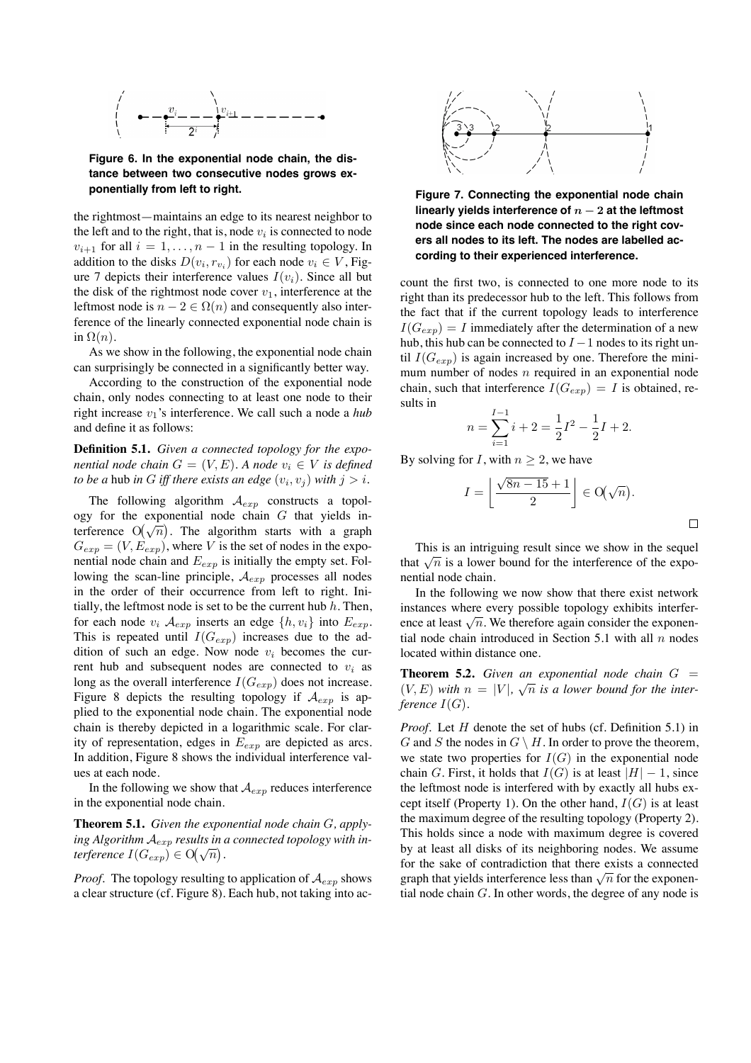**Figure 6. In the exponential node chain, the distance between two consecutive nodes grows exponentially from left to right.**

the rightmost—maintains an edge to its nearest neighbor to the left and to the right, that is, node $v_i$ is connected to node $v_{i+1}$ for all $i = 1, \ldots, n-1$ in the resulting topology. In addition to the disks $D(v_i, r_{v_i})$ for each node $v_i \in V$, Figure 7 depicts their interference values $I(v_i)$. Since all but the disk of the rightmost node cover $v_1$, interference at the leftmost node is $n - 2 \in \Omega(n)$ and consequently also interference of the linearly connected exponential node chain is in $\Omega(n)$.

As we show in the following, the exponential node chain can surprisingly be connected in a significantly better way.

According to the construction of the exponential node chain, only nodes connecting to at least one node to their right increase $v_1$'s interference. We call such a node a *hub* and define it as follows:

**Definition 5.1.** *Given a connected topology for the exponential node chain $G = (V, E)$. A node $v_i \in V$ is defined to be a* hub *in $G$ iff there exists an edge $(v_i, v_j)$ with $j > i$.*

The following algorithm $\mathcal{A}_{exp}$ constructs a topology for the exponential node chain $G$ that yields interference $O(\sqrt{n})$. The algorithm starts with a graph $G_{exp} = (V, E_{exp})$, where $V$ is the set of nodes in the exponential node chain and $E_{exp}$ is initially the empty set. Following the scan-line principle, $\mathcal{A}_{exp}$ processes all nodes in the order of their occurrence from left to right. Initially, the leftmost node is set to be the current hub $h$. Then, for each node $v_i$ $\mathcal{A}_{exp}$ inserts an edge $\{h, v_i\}$ into $E_{exp}$. This is repeated until $I(G_{exp})$ increases due to the addition of such an edge. Now node $v_i$ becomes the current hub and subsequent nodes are connected to $v_i$ as long as the overall interference $I(G_{exp})$ does not increase. Figure 8 depicts the resulting topology if $\mathcal{A}_{exp}$ is applied to the exponential node chain. The exponential node chain is thereby depicted in a logarithmic scale. For clarity of representation, edges in $E_{exp}$ are depicted as arcs. In addition, Figure 8 shows the individual interference values at each node.

In the following we show that $\mathcal{A}_{exp}$ reduces interference in the exponential node chain.

**Theorem 5.1.** *Given the exponential node chain $G$, applying Algorithm $\mathcal{A}_{exp}$ results in a connected topology with interference $I(G_{exp}) \in O(\sqrt{n})$.*

*Proof.* The topology resulting to application of $\mathcal{A}_{exp}$ shows a clear structure (cf. Figure 8). Each hub, not taking into ac-

**Figure 7. Connecting the exponential node chain linearly yields interference of $n - 2$ at the leftmost node since each node connected to the right covers all nodes to its left. The nodes are labelled according to their experienced interference.**

count the first two, is connected to one more node to its right than its predecessor hub to the left. This follows from the fact that if the current topology leads to interference $I(G_{exp}) = I$ immediately after the determination of a new hub, this hub can be connected to $I-1$ nodes to its right until $I(G_{exp})$ is again increased by one. Therefore the minimum number of nodes $n$ required in an exponential node chain, such that interference $I(G_{exp}) = I$ is obtained, results in

$$n = \sum_{i=1}^{I-1} i + 2 = \frac{1}{2}I^2 - \frac{1}{2}I + 2.$$

By solving for $I$, with $n \geq 2$, we have

$$I = \left\lfloor \frac{\sqrt{8n - 15} + 1}{2} \right\rfloor \in O(\sqrt{n}).$$

$\square$

This is an intriguing result since we show in the sequel that $\sqrt{n}$ is a lower bound for the interference of the exponential node chain.

In the following we now show that there exist network instances where every possible topology exhibits interference at least $\sqrt{n}$. We therefore again consider the exponential node chain introduced in Section 5.1 with all $n$ nodes located within distance one.

**Theorem 5.2.** *Given an exponential node chain $G = (V, E)$ with $n = |V|$, $\sqrt{n}$ is a lower bound for the interference $I(G)$.*

*Proof.* Let $H$ denote the set of hubs (cf. Definition 5.1) in $G$ and $S$ the nodes in $G \setminus H$. In order to prove the theorem, we state two properties for $I(G)$ in the exponential node chain $G$. First, it holds that $I(G)$ is at least $|H| - 1$, since the leftmost node is interfered with by exactly all hubs except itself (Property 1). On the other hand, $I(G)$ is at least the maximum degree of the resulting topology (Property 2). This holds since a node with maximum degree is covered by at least all disks of its neighboring nodes. We assume for the sake of contradiction that there exists a connected graph that yields interference less than $\sqrt{n}$ for the exponential node chain $G$. In other words, the degree of any node is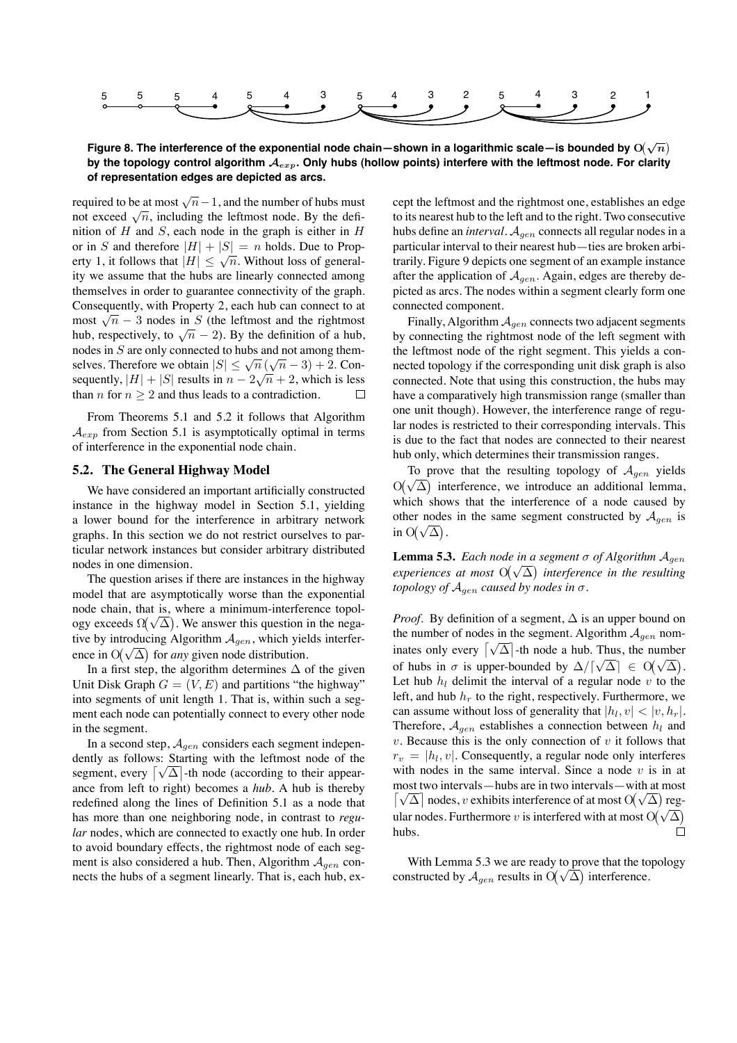Figure 8. The interference of the exponential node chain—shown in a logarithmic scale—is bounded by $O(\sqrt{n})$ by the topology control algorithm $\mathcal{A}_{exp}$. Only hubs (hollow points) interfere with the leftmost node. For clarity of representation edges are depicted as arcs.

required to be at most $\sqrt{n}-1$, and the number of hubs must not exceed $\sqrt{n}$, including the leftmost node. By the definition of $H$ and $S$, each node in the graph is either in $H$ or in $S$ and therefore $|H| + |S| = n$ holds. Due to Property 1, it follows that $|H| \leq \sqrt{n}$. Without loss of generality we assume that the hubs are linearly connected among themselves in order to guarantee connectivity of the graph. Consequently, with Property 2, each hub can connect to at most $\sqrt{n} - 3$ nodes in $S$ (the leftmost and the rightmost hub, respectively, to $\sqrt{n} - 2$). By the definition of a hub, nodes in $S$ are only connected to hubs and not among themselves. Therefore we obtain $|S| \leq \sqrt{n}\,(\sqrt{n} - 3) + 2$. Consequently, $|H| + |S|$ results in $n - 2\sqrt{n} + 2$, which is less than $n$ for $n \geq 2$ and thus leads to a contradiction. □

From Theorems 5.1 and 5.2 it follows that Algorithm $\mathcal{A}_{exp}$ from Section 5.1 is asymptotically optimal in terms of interference in the exponential node chain.

## 5.2. The General Highway Model

We have considered an important artificially constructed instance in the highway model in Section 5.1, yielding a lower bound for the interference in arbitrary network graphs. In this section we do not restrict ourselves to particular network instances but consider arbitrary distributed nodes in one dimension.

The question arises if there are instances in the highway model that are asymptotically worse than the exponential node chain, that is, where a minimum-interference topology exceeds $\Omega(\sqrt{\Delta})$. We answer this question in the negative by introducing Algorithm $\mathcal{A}_{gen}$, which yields interference in $O(\sqrt{\Delta})$ for *any* given node distribution.

In a first step, the algorithm determines $\Delta$ of the given Unit Disk Graph $G = (V, E)$ and partitions "the highway" into segments of unit length 1. That is, within such a segment each node can potentially connect to every other node in the segment.

In a second step, $\mathcal{A}_{gen}$ considers each segment independently as follows: Starting with the leftmost node of the segment, every $\lceil\sqrt{\Delta}\rceil$-th node (according to their appearance from left to right) becomes a *hub*. A hub is thereby redefined along the lines of Definition 5.1 as a node that has more than one neighboring node, in contrast to *regular* nodes, which are connected to exactly one hub. In order to avoid boundary effects, the rightmost node of each segment is also considered a hub. Then, Algorithm $\mathcal{A}_{gen}$ connects the hubs of a segment linearly. That is, each hub, except the leftmost and the rightmost one, establishes an edge to its nearest hub to the left and to the right. Two consecutive hubs define an *interval*. $\mathcal{A}_{gen}$ connects all regular nodes in a particular interval to their nearest hub—ties are broken arbitrarily. Figure 9 depicts one segment of an example instance after the application of $\mathcal{A}_{gen}$. Again, edges are thereby depicted as arcs. The nodes within a segment clearly form one connected component.

Finally, Algorithm $\mathcal{A}_{gen}$ connects two adjacent segments by connecting the rightmost node of the left segment with the leftmost node of the right segment. This yields a connected topology if the corresponding unit disk graph is also connected. Note that using this construction, the hubs may have a comparatively high transmission range (smaller than one unit though). However, the interference range of regular nodes is restricted to their corresponding intervals. This is due to the fact that nodes are connected to their nearest hub only, which determines their transmission ranges.

To prove that the resulting topology of $\mathcal{A}_{gen}$ yields $O(\sqrt{\Delta})$ interference, we introduce an additional lemma, which shows that the interference of a node caused by other nodes in the same segment constructed by $\mathcal{A}_{gen}$ is in $O(\sqrt{\Delta})$.

**Lemma 5.3.** *Each node in a segment $\sigma$ of Algorithm $\mathcal{A}_{gen}$ experiences at most $O(\sqrt{\Delta})$ interference in the resulting topology of $\mathcal{A}_{gen}$ caused by nodes in $\sigma$.*

*Proof.* By definition of a segment, $\Delta$ is an upper bound on the number of nodes in the segment. Algorithm $\mathcal{A}_{gen}$ nominates only every $\lceil\sqrt{\Delta}\rceil$-th node a hub. Thus, the number of hubs in $\sigma$ is upper-bounded by $\Delta/\lceil\sqrt{\Delta}\rceil \in O(\sqrt{\Delta})$. Let hub $h_l$ delimit the interval of a regular node $v$ to the left, and hub $h_r$ to the right, respectively. Furthermore, we can assume without loss of generality that $|h_l, v| < |v, h_r|$. Therefore, $\mathcal{A}_{gen}$ establishes a connection between $h_l$ and $v$. Because this is the only connection of $v$ it follows that $r_v = |h_l, v|$. Consequently, a regular node only interferes with nodes in the same interval. Since a node $v$ is in at most two intervals—hubs are in two intervals—with at most $\lceil\sqrt{\Delta}\rceil$ nodes, $v$ exhibits interference of at most $O(\sqrt{\Delta})$ regular nodes. Furthermore $v$ is interfered with at most $O(\sqrt{\Delta})$ hubs. □

With Lemma 5.3 we are ready to prove that the topology constructed by $\mathcal{A}_{gen}$ results in $O(\sqrt{\Delta})$ interference.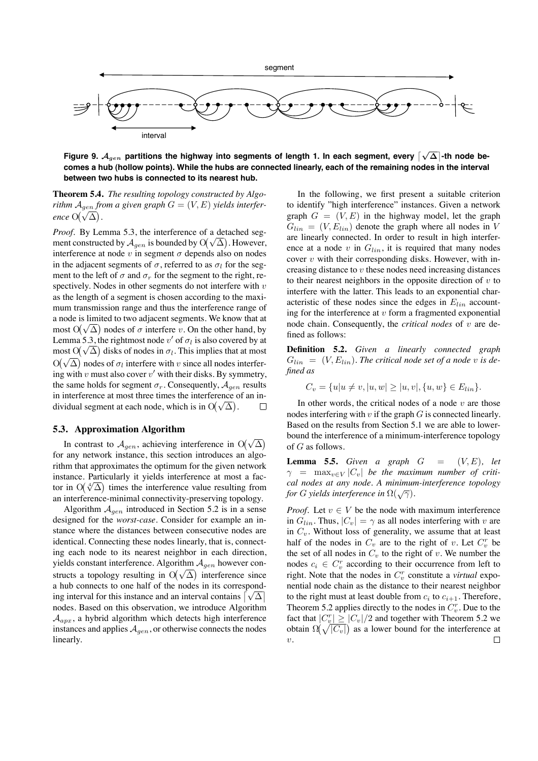Figure 9. $\mathcal{A}_{gen}$ partitions the highway into segments of length 1. In each segment, every $\lceil\sqrt{\Delta}\rceil$-th node becomes a hub (hollow points). While the hubs are connected linearly, each of the remaining nodes in the interval between two hubs is connected to its nearest hub.

**Theorem 5.4.** *The resulting topology constructed by Algorithm $\mathcal{A}_{gen}$ from a given graph $G = (V, E)$ yields interference $O(\sqrt{\Delta})$.*

*Proof.* By Lemma 5.3, the interference of a detached segment constructed by $\mathcal{A}_{gen}$ is bounded by $O(\sqrt{\Delta})$. However, interference at node $v$ in segment $\sigma$ depends also on nodes in the adjacent segments of $\sigma$, referred to as $\sigma_l$ for the segment to the left of $\sigma$ and $\sigma_r$ for the segment to the right, respectively. Nodes in other segments do not interfere with $v$ as the length of a segment is chosen according to the maximum transmission range and thus the interference range of a node is limited to two adjacent segments. We know that at most $O(\sqrt{\Delta})$ nodes of $\sigma$ interfere $v$. On the other hand, by Lemma 5.3, the rightmost node $v'$ of $\sigma_l$ is also covered by at most $O(\sqrt{\Delta})$ disks of nodes in $\sigma_l$. This implies that at most $O(\sqrt{\Delta})$ nodes of $\sigma_l$ interfere with $v$ since all nodes interfering with $v$ must also cover $v'$ with their disks. By symmetry, the same holds for segment $\sigma_r$. Consequently, $\mathcal{A}_{gen}$ results in interference at most three times the interference of an individual segment at each node, which is in $O(\sqrt{\Delta})$. □

### 5.3. Approximation Algorithm

In contrast to $\mathcal{A}_{gen}$, achieving interference in $O(\sqrt{\Delta})$ for any network instance, this section introduces an algorithm that approximates the optimum for the given network instance. Particularly it yields interference at most a factor in $O(\sqrt[4]{\Delta})$ times the interference value resulting from an interference-minimal connectivity-preserving topology.

Algorithm $\mathcal{A}_{gen}$ introduced in Section 5.2 is in a sense designed for the *worst-case*. Consider for example an instance where the distances between consecutive nodes are identical. Connecting these nodes linearly, that is, connecting each node to its nearest neighbor in each direction, yields constant interference. Algorithm $\mathcal{A}_{gen}$ however constructs a topology resulting in $O(\sqrt{\Delta})$ interference since a hub connects to one half of the nodes in its corresponding interval for this instance and an interval contains $\lceil\sqrt{\Delta}\rceil$ nodes. Based on this observation, we introduce Algorithm $\mathcal{A}_{apx}$, a hybrid algorithm which detects high interference instances and applies $\mathcal{A}_{gen}$, or otherwise connects the nodes linearly.

In the following, we first present a suitable criterion to identify "high interference" instances. Given a network graph $G = (V, E)$ in the highway model, let the graph $G_{lin} = (V, E_{lin})$ denote the graph where all nodes in $V$ are linearly connected. In order to result in high interference at a node $v$ in $G_{lin}$, it is required that many nodes cover $v$ with their corresponding disks. However, with increasing distance to $v$ these nodes need increasing distances to their nearest neighbors in the opposite direction of $v$ to interfere with the latter. This leads to an exponential characteristic of these nodes since the edges in $E_{lin}$ accounting for the interference at $v$ form a fragmented exponential node chain. Consequently, the *critical nodes* of $v$ are defined as follows:

**Definition 5.2.** *Given a linearly connected graph $G_{lin} = (V, E_{lin})$. The critical node set of a node $v$ is defined as*

$$C_v = \{u | u \neq v, |u, w| \geq |u, v|, \{u, w\} \in E_{lin}\}.$$

In other words, the critical nodes of a node $v$ are those nodes interfering with $v$ if the graph $G$ is connected linearly. Based on the results from Section 5.1 we are able to lower-bound the interference of a minimum-interference topology of $G$ as follows.

**Lemma 5.5.** *Given a graph $G = (V, E)$, let $\gamma = \max_{v \in V} |C_v|$ be the maximum number of critical nodes at any node. A minimum-interference topology for G yields interference in $\Omega(\sqrt{\gamma})$.*

*Proof.* Let $v \in V$ be the node with maximum interference in $G_{lin}$. Thus, $|C_v| = \gamma$ as all nodes interfering with $v$ are in $C_v$. Without loss of generality, we assume that at least half of the nodes in $C_v$ are to the right of $v$. Let $C_v^r$ be the set of all nodes in $C_v$ to the right of $v$. We number the nodes $c_i \in C_v^r$ according to their occurrence from left to right. Note that the nodes in $C_v^r$ constitute a *virtual* exponential node chain as the distance to their nearest neighbor to the right must at least double from $c_i$ to $c_{i+1}$. Therefore, Theorem 5.2 applies directly to the nodes in $C_v^r$. Due to the fact that $|C_v^r| \geq |C_v|/2$ and together with Theorem 5.2 we obtain $\Omega\left(\sqrt{|C_v|}\right)$ as a lower bound for the interference at $v$. □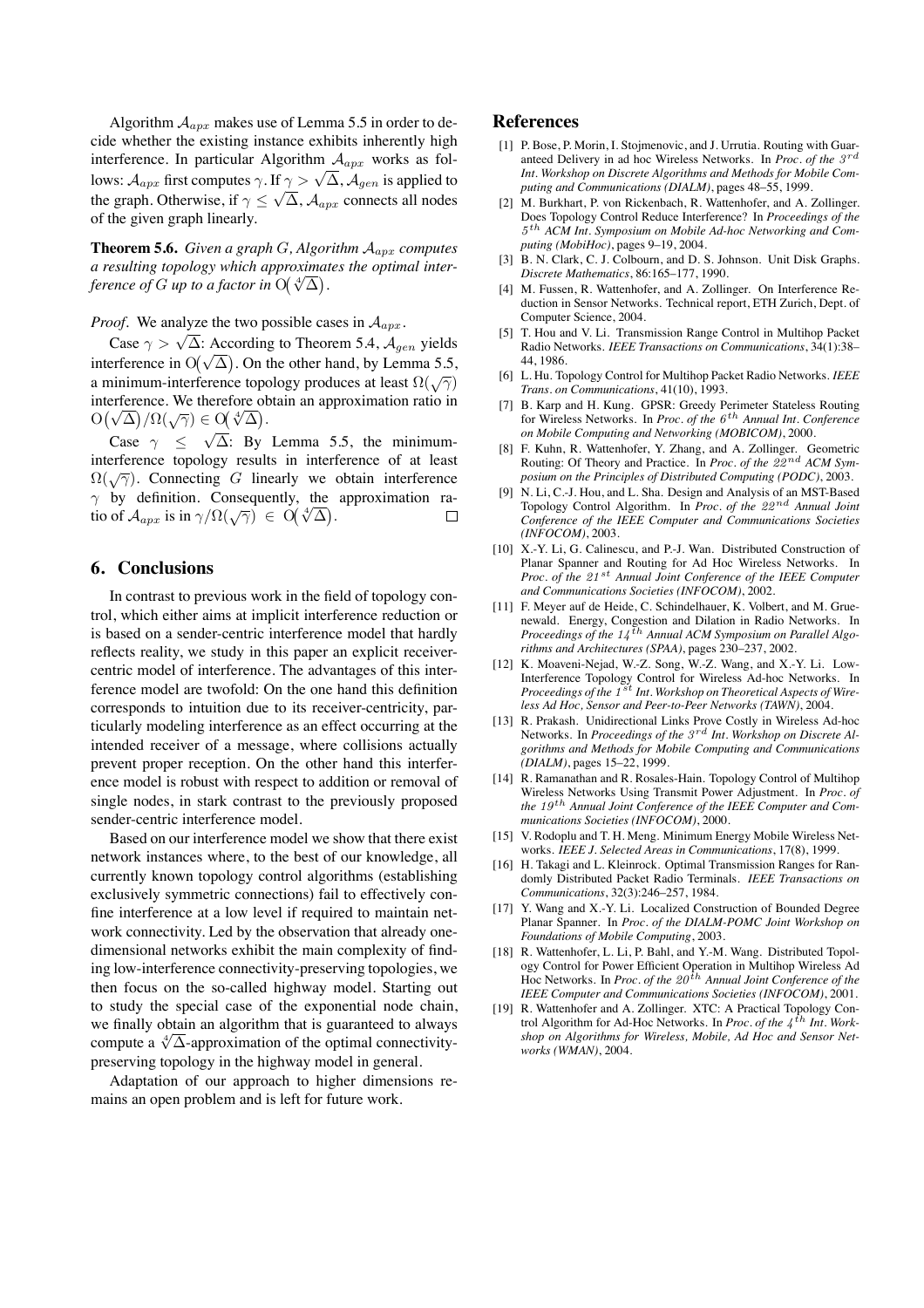Algorithm $\mathcal{A}_{apx}$ makes use of Lemma 5.5 in order to decide whether the existing instance exhibits inherently high interference. In particular Algorithm $\mathcal{A}_{apx}$ works as follows: $\mathcal{A}_{apx}$ first computes $\gamma$. If $\gamma > \sqrt{\Delta}$, $\mathcal{A}_{gen}$ is applied to the graph. Otherwise, if $\gamma \leq \sqrt{\Delta}$, $\mathcal{A}_{apx}$ connects all nodes of the given graph linearly.

**Theorem 5.6.** *Given a graph $G$, Algorithm $\mathcal{A}_{apx}$ computes a resulting topology which approximates the optimal interference of $G$ up to a factor in $O(\sqrt[4]{\Delta})$.*

*Proof*. We analyze the two possible cases in $\mathcal{A}_{apx}$.

Case $\gamma > \sqrt{\Delta}$: According to Theorem 5.4, $\mathcal{A}_{gen}$ yields interference in $O(\sqrt{\Delta})$. On the other hand, by Lemma 5.5, a minimum-interference topology produces at least $\Omega(\sqrt{\gamma})$ interference. We therefore obtain an approximation ratio in $O(\sqrt{\Delta})/\Omega(\sqrt{\gamma}) \in O(\sqrt[4]{\Delta})$.

Case $\gamma \leq \sqrt{\Delta}$: By Lemma 5.5, the minimum-interference topology results in interference of at least $\Omega(\sqrt{\gamma})$. Connecting $G$ linearly we obtain interference $\gamma$ by definition. Consequently, the approximation ratio of $\mathcal{A}_{apx}$ is in $\gamma/\Omega(\sqrt{\gamma}) \in O(\sqrt[4]{\Delta})$. □

## 6. Conclusions

In contrast to previous work in the field of topology control, which either aims at implicit interference reduction or is based on a sender-centric interference model that hardly reflects reality, we study in this paper an explicit receiver-centric model of interference. The advantages of this interference model are twofold: On the one hand this definition corresponds to intuition due to its receiver-centricity, particularly modeling interference as an effect occurring at the intended receiver of a message, where collisions actually prevent proper reception. On the other hand this interference model is robust with respect to addition or removal of single nodes, in stark contrast to the previously proposed sender-centric interference model.

Based on our interference model we show that there exist network instances where, to the best of our knowledge, all currently known topology control algorithms (establishing exclusively symmetric connections) fail to effectively confine interference at a low level if required to maintain network connectivity. Led by the observation that already one-dimensional networks exhibit the main complexity of finding low-interference connectivity-preserving topologies, we then focus on the so-called highway model. Starting out to study the special case of the exponential node chain, we finally obtain an algorithm that is guaranteed to always compute a $\sqrt[4]{\Delta}$-approximation of the optimal connectivity-preserving topology in the highway model in general.

Adaptation of our approach to higher dimensions remains an open problem and is left for future work.

## References

[1] P. Bose, P. Morin, I. Stojmenovic, and J. Urrutia. Routing with Guaranteed Delivery in ad hoc Wireless Networks. In *Proc. of the 3rd Int. Workshop on Discrete Algorithms and Methods for Mobile Computing and Communications (DIALM)*, pages 48–55, 1999.

[2] M. Burkhart, P. von Rickenbach, R. Wattenhofer, and A. Zollinger. Does Topology Control Reduce Interference? In *Proceedings of the 5th ACM Int. Symposium on Mobile Ad-hoc Networking and Computing (MobiHoc)*, pages 9–19, 2004.

[3] B. N. Clark, C. J. Colbourn, and D. S. Johnson. Unit Disk Graphs. *Discrete Mathematics*, 86:165–177, 1990.

[4] M. Fussen, R. Wattenhofer, and A. Zollinger. On Interference Reduction in Sensor Networks. Technical report, ETH Zurich, Dept. of Computer Science, 2004.

[5] T. Hou and V. Li. Transmission Range Control in Multihop Packet Radio Networks. *IEEE Transactions on Communications*, 34(1):38–44, 1986.

[6] L. Hu. Topology Control for Multihop Packet Radio Networks. *IEEE Trans. on Communications*, 41(10), 1993.

[7] B. Karp and H. Kung. GPSR: Greedy Perimeter Stateless Routing for Wireless Networks. In *Proc. of the 6th Annual Int. Conference on Mobile Computing and Networking (MOBICOM)*, 2000.

[8] F. Kuhn, R. Wattenhofer, Y. Zhang, and A. Zollinger. Geometric Routing: Of Theory and Practice. In *Proc. of the 22nd ACM Symposium on the Principles of Distributed Computing (PODC)*, 2003.

[9] N. Li, C.-J. Hou, and L. Sha. Design and Analysis of an MST-Based Topology Control Algorithm. In *Proc. of the 22nd Annual Joint Conference of the IEEE Computer and Communications Societies (INFOCOM)*, 2003.

[10] X.-Y. Li, G. Calinescu, and P.-J. Wan. Distributed Construction of Planar Spanner and Routing for Ad Hoc Wireless Networks. In *Proc. of the 21st Annual Joint Conference of the IEEE Computer and Communications Societies (INFOCOM)*, 2002.

[11] F. Meyer auf de Heide, C. Schindelhauer, K. Volbert, and M. Gruenewald. Energy, Congestion and Dilation in Radio Networks. In *Proceedings of the 14th Annual ACM Symposium on Parallel Algorithms and Architectures (SPAA)*, pages 230–237, 2002.

[12] K. Moaveni-Nejad, W.-Z. Song, W.-Z. Wang, and X.-Y. Li. Low-Interference Topology Control for Wireless Ad-hoc Networks. In *Proceedings of the 1st Int. Workshop on Theoretical Aspects of Wireless Ad Hoc, Sensor and Peer-to-Peer Networks (TAWN)*, 2004.

[13] R. Prakash. Unidirectional Links Prove Costly in Wireless Ad-hoc Networks. In *Proceedings of the 3rd Int. Workshop on Discrete Algorithms and Methods for Mobile Computing and Communications (DIALM)*, pages 15–22, 1999.

[14] R. Ramanathan and R. Rosales-Hain. Topology Control of Multihop Wireless Networks Using Transmit Power Adjustment. In *Proc. of the 19th Annual Joint Conference of the IEEE Computer and Communications Societies (INFOCOM)*, 2000.

[15] V. Rodoplu and T. H. Meng. Minimum Energy Mobile Wireless Networks. *IEEE J. Selected Areas in Communications*, 17(8), 1999.

[16] H. Takagi and L. Kleinrock. Optimal Transmission Ranges for Randomly Distributed Packet Radio Terminals. *IEEE Transactions on Communications*, 32(3):246–257, 1984.

[17] Y. Wang and X.-Y. Li. Localized Construction of Bounded Degree Planar Spanner. In *Proc. of the DIALM-POMC Joint Workshop on Foundations of Mobile Computing*, 2003.

[18] R. Wattenhofer, L. Li, P. Bahl, and Y.-M. Wang. Distributed Topology Control for Power Efficient Operation in Multihop Wireless Ad Hoc Networks. In *Proc. of the 20th Annual Joint Conference of the IEEE Computer and Communications Societies (INFOCOM)*, 2001.

[19] R. Wattenhofer and A. Zollinger. XTC: A Practical Topology Control Algorithm for Ad-Hoc Networks. In *Proc. of the 4th Int. Workshop on Algorithms for Wireless, Mobile, Ad Hoc and Sensor Networks (WMAN)*, 2004.